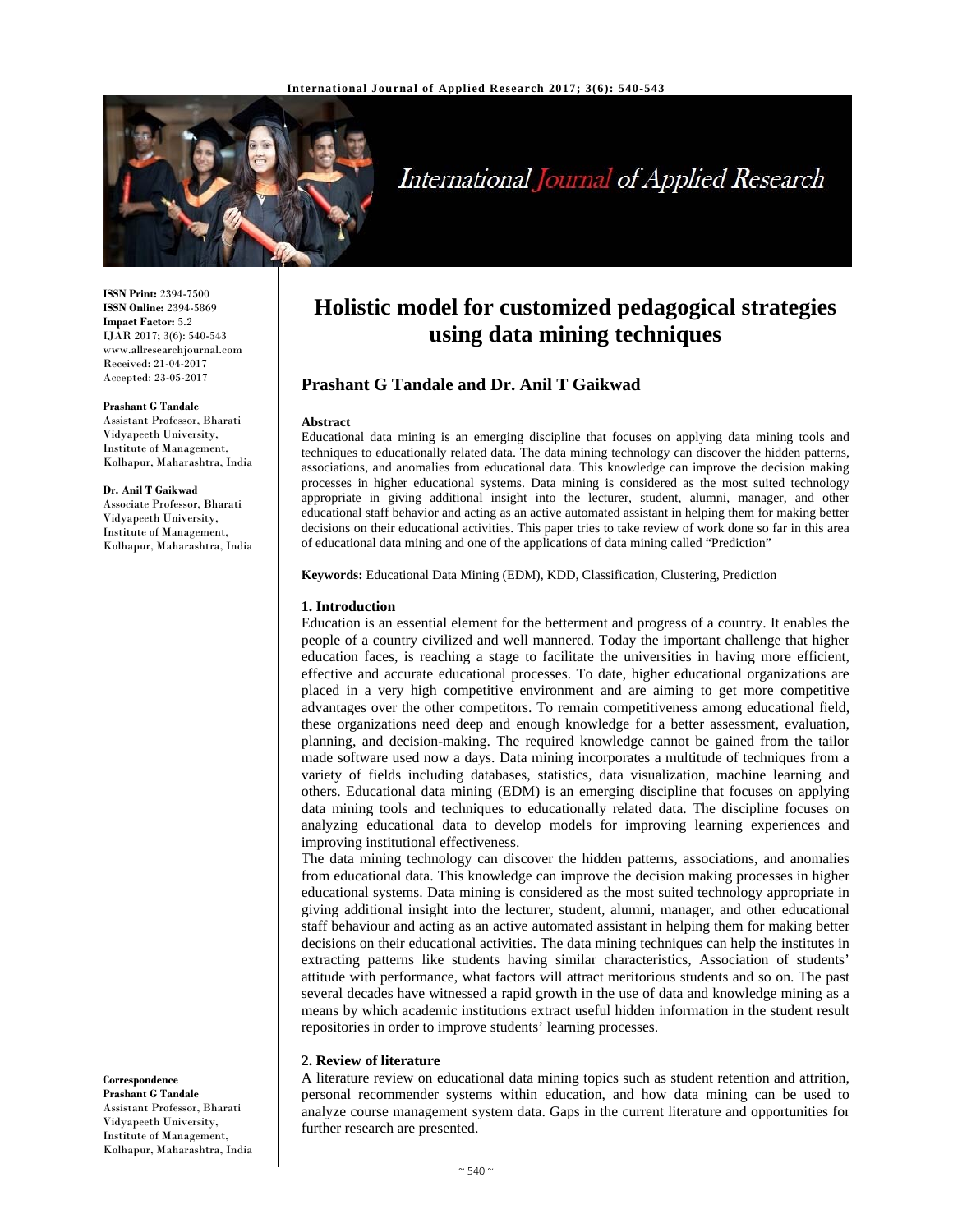**ISSN Print:** 2394-7500
**ISSN Online:** 2394-5869
**Impact Factor:** 5.2
IJAR 2017; 3(6): 540-543
www.allresearchjournal.com
Received: 21-04-2017
Accepted: 23-05-2017

**Prashant G Tandale**
Assistant Professor, Bharati Vidyapeeth University, Institute of Management, Kolhapur, Maharashtra, India

**Dr. Anil T Gaikwad**
Associate Professor, Bharati Vidyapeeth University, Institute of Management, Kolhapur, Maharashtra, India

**Correspondence**
**Prashant G Tandale**
Assistant Professor, Bharati Vidyapeeth University, Institute of Management, Kolhapur, Maharashtra, India

# Holistic model for customized pedagogical strategies using data mining techniques

## Prashant G Tandale and Dr. Anil T Gaikwad

**Abstract**

Educational data mining is an emerging discipline that focuses on applying data mining tools and techniques to educationally related data. The data mining technology can discover the hidden patterns, associations, and anomalies from educational data. This knowledge can improve the decision making processes in higher educational systems. Data mining is considered as the most suited technology appropriate in giving additional insight into the lecturer, student, alumni, manager, and other educational staff behavior and acting as an active automated assistant in helping them for making better decisions on their educational activities. This paper tries to take review of work done so far in this area of educational data mining and one of the applications of data mining called "Prediction"

**Keywords:** Educational Data Mining (EDM), KDD, Classification, Clustering, Prediction

### 1. Introduction

Education is an essential element for the betterment and progress of a country. It enables the people of a country civilized and well mannered. Today the important challenge that higher education faces, is reaching a stage to facilitate the universities in having more efficient, effective and accurate educational processes. To date, higher educational organizations are placed in a very high competitive environment and are aiming to get more competitive advantages over the other competitors. To remain competitiveness among educational field, these organizations need deep and enough knowledge for a better assessment, evaluation, planning, and decision-making. The required knowledge cannot be gained from the tailor made software used now a days. Data mining incorporates a multitude of techniques from a variety of fields including databases, statistics, data visualization, machine learning and others. Educational data mining (EDM) is an emerging discipline that focuses on applying data mining tools and techniques to educationally related data. The discipline focuses on analyzing educational data to develop models for improving learning experiences and improving institutional effectiveness.

The data mining technology can discover the hidden patterns, associations, and anomalies from educational data. This knowledge can improve the decision making processes in higher educational systems. Data mining is considered as the most suited technology appropriate in giving additional insight into the lecturer, student, alumni, manager, and other educational staff behaviour and acting as an active automated assistant in helping them for making better decisions on their educational activities. The data mining techniques can help the institutes in extracting patterns like students having similar characteristics, Association of students' attitude with performance, what factors will attract meritorious students and so on. The past several decades have witnessed a rapid growth in the use of data and knowledge mining as a means by which academic institutions extract useful hidden information in the student result repositories in order to improve students' learning processes.

### 2. Review of literature

A literature review on educational data mining topics such as student retention and attrition, personal recommender systems within education, and how data mining can be used to analyze course management system data. Gaps in the current literature and opportunities for further research are presented.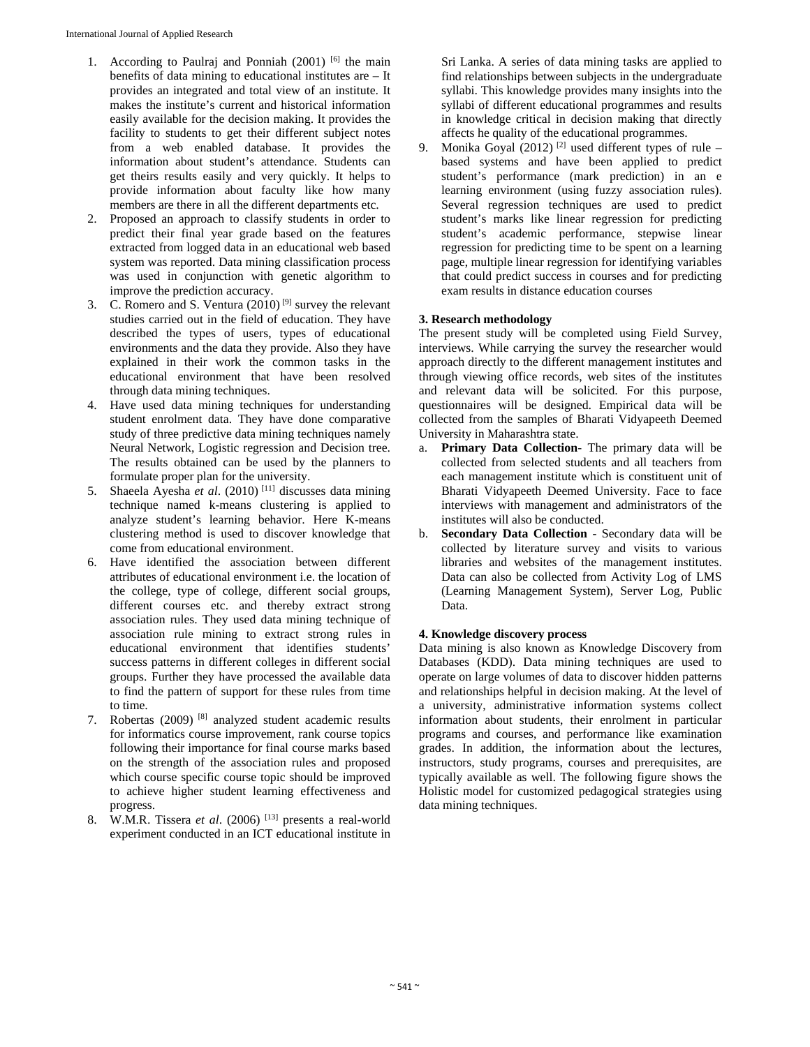1. According to Paulraj and Ponniah (2001) [6] the main benefits of data mining to educational institutes are – It provides an integrated and total view of an institute. It makes the institute's current and historical information easily available for the decision making. It provides the facility to students to get their different subject notes from a web enabled database. It provides the information about student's attendance. Students can get theirs results easily and very quickly. It helps to provide information about faculty like how many members are there in all the different departments etc.
2. Proposed an approach to classify students in order to predict their final year grade based on the features extracted from logged data in an educational web based system was reported. Data mining classification process was used in conjunction with genetic algorithm to improve the prediction accuracy.
3. C. Romero and S. Ventura (2010) [9] survey the relevant studies carried out in the field of education. They have described the types of users, types of educational environments and the data they provide. Also they have explained in their work the common tasks in the educational environment that have been resolved through data mining techniques.
4. Have used data mining techniques for understanding student enrolment data. They have done comparative study of three predictive data mining techniques namely Neural Network, Logistic regression and Decision tree. The results obtained can be used by the planners to formulate proper plan for the university.
5. Shaeela Ayesha *et al*. (2010) [11] discusses data mining technique named k-means clustering is applied to analyze student's learning behavior. Here K-means clustering method is used to discover knowledge that come from educational environment.
6. Have identified the association between different attributes of educational environment i.e. the location of the college, type of college, different social groups, different courses etc. and thereby extract strong association rules. They used data mining technique of association rule mining to extract strong rules in educational environment that identifies students' success patterns in different colleges in different social groups. Further they have processed the available data to find the pattern of support for these rules from time to time.
7. Robertas (2009) [8] analyzed student academic results for informatics course improvement, rank course topics following their importance for final course marks based on the strength of the association rules and proposed which course specific course topic should be improved to achieve higher student learning effectiveness and progress.
8. W.M.R. Tissera *et al*. (2006) [13] presents a real-world experiment conducted in an ICT educational institute in Sri Lanka. A series of data mining tasks are applied to find relationships between subjects in the undergraduate syllabi. This knowledge provides many insights into the syllabi of different educational programmes and results in knowledge critical in decision making that directly affects he quality of the educational programmes.
9. Monika Goyal (2012) [2] used different types of rule – based systems and have been applied to predict student's performance (mark prediction) in an e learning environment (using fuzzy association rules). Several regression techniques are used to predict student's marks like linear regression for predicting student's academic performance, stepwise linear regression for predicting time to be spent on a learning page, multiple linear regression for identifying variables that could predict success in courses and for predicting exam results in distance education courses

### 3. Research methodology

The present study will be completed using Field Survey, interviews. While carrying the survey the researcher would approach directly to the different management institutes and through viewing office records, web sites of the institutes and relevant data will be solicited. For this purpose, questionnaires will be designed. Empirical data will be collected from the samples of Bharati Vidyapeeth Deemed University in Maharashtra state.

a. **Primary Data Collection**- The primary data will be collected from selected students and all teachers from each management institute which is constituent unit of Bharati Vidyapeeth Deemed University. Face to face interviews with management and administrators of the institutes will also be conducted.
b. **Secondary Data Collection** - Secondary data will be collected by literature survey and visits to various libraries and websites of the management institutes. Data can also be collected from Activity Log of LMS (Learning Management System), Server Log, Public Data.

### 4. Knowledge discovery process

Data mining is also known as Knowledge Discovery from Databases (KDD). Data mining techniques are used to operate on large volumes of data to discover hidden patterns and relationships helpful in decision making. At the level of a university, administrative information systems collect information about students, their enrolment in particular programs and courses, and performance like examination grades. In addition, the information about the lectures, instructors, study programs, courses and prerequisites, are typically available as well. The following figure shows the Holistic model for customized pedagogical strategies using data mining techniques.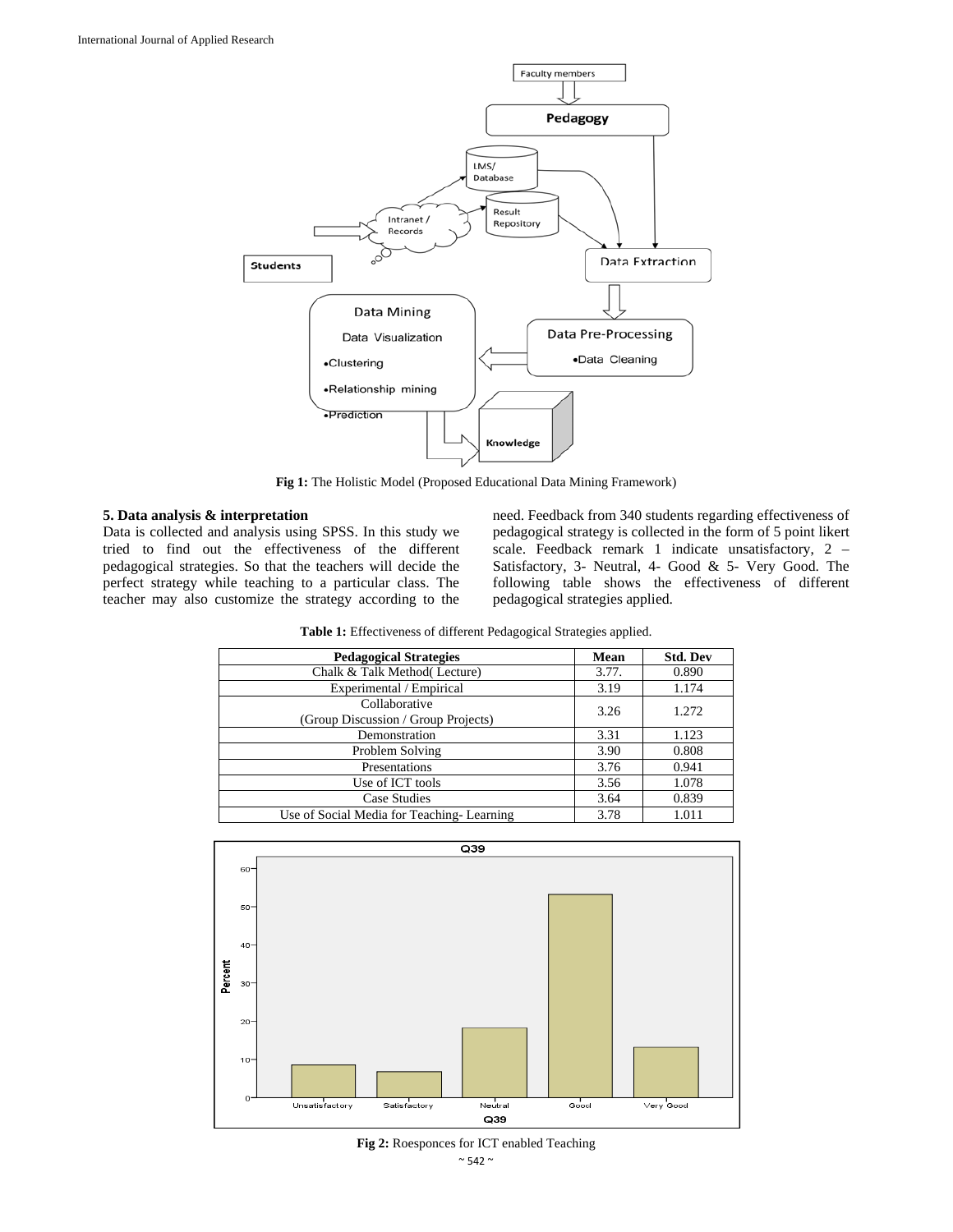Fig 1: The Holistic Model (Proposed Educational Data Mining Framework)

## 5. Data analysis & interpretation

Data is collected and analysis using SPSS. In this study we tried to find out the effectiveness of the different pedagogical strategies. So that the teachers will decide the perfect strategy while teaching to a particular class. The teacher may also customize the strategy according to the need. Feedback from 340 students regarding effectiveness of pedagogical strategy is collected in the form of 5 point likert scale. Feedback remark 1 indicate unsatisfactory, 2 – Satisfactory, 3- Neutral, 4- Good & 5- Very Good. The following table shows the effectiveness of different pedagogical strategies applied.

**Table 1:** Effectiveness of different Pedagogical Strategies applied.

| Pedagogical Strategies | Mean | Std. Dev |
|---|---|---|
| Chalk & Talk Method( Lecture) | 3.77. | 0.890 |
| Experimental / Empirical | 3.19 | 1.174 |
| Collaborative (Group Discussion / Group Projects) | 3.26 | 1.272 |
| Demonstration | 3.31 | 1.123 |
| Problem Solving | 3.90 | 0.808 |
| Presentations | 3.76 | 0.941 |
| Use of ICT tools | 3.56 | 1.078 |
| Case Studies | 3.64 | 0.839 |
| Use of Social Media for Teaching- Learning | 3.78 | 1.011 |

Fig 2: Roesponces for ICT enabled Teaching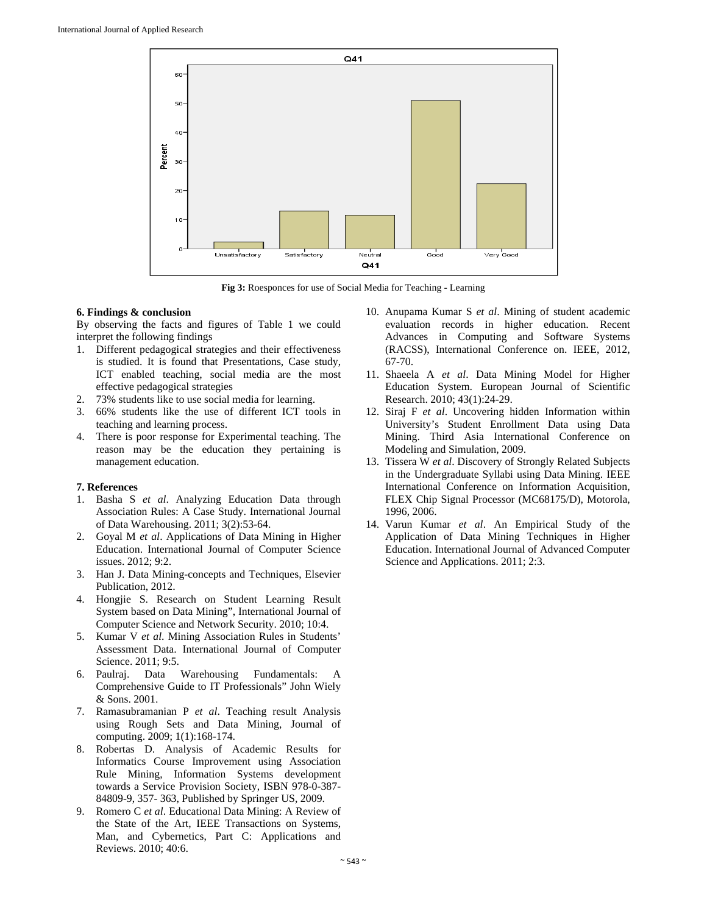Q41

60
50
40
30
20
10
0

Percent

Unsatisfactory
Satisfactory
Neutral
Good
Very Good

Q41

**Fig 3:** Roesponces for use of Social Media for Teaching - Learning

### 6. Findings & conclusion

By observing the facts and figures of Table 1 we could interpret the following findings

1. Different pedagogical strategies and their effectiveness is studied. It is found that Presentations, Case study, ICT enabled teaching, social media are the most effective pedagogical strategies
2. 73% students like to use social media for learning.
3. 66% students like the use of different ICT tools in teaching and learning process.
4. There is poor response for Experimental teaching. The reason may be the education they pertaining is management education.

### 7. References

1. Basha S *et al*. Analyzing Education Data through Association Rules: A Case Study. International Journal of Data Warehousing. 2011; 3(2):53-64.
2. Goyal M *et al*. Applications of Data Mining in Higher Education. International Journal of Computer Science issues. 2012; 9:2.
3. Han J. Data Mining-concepts and Techniques, Elsevier Publication, 2012.
4. Hongjie S. Research on Student Learning Result System based on Data Mining", International Journal of Computer Science and Network Security. 2010; 10:4.
5. Kumar V *et al*. Mining Association Rules in Students' Assessment Data. International Journal of Computer Science. 2011; 9:5.
6. Paulraj. Data Warehousing Fundamentals: A Comprehensive Guide to IT Professionals" John Wiely & Sons. 2001.
7. Ramasubramanian P *et al*. Teaching result Analysis using Rough Sets and Data Mining, Journal of computing. 2009; 1(1):168-174.
8. Robertas D. Analysis of Academic Results for Informatics Course Improvement using Association Rule Mining, Information Systems development towards a Service Provision Society, ISBN 978-0-387-84809-9, 357- 363, Published by Springer US, 2009.
9. Romero C *et al*. Educational Data Mining: A Review of the State of the Art, IEEE Transactions on Systems, Man, and Cybernetics, Part C: Applications and Reviews. 2010; 40:6.
10. Anupama Kumar S *et al*. Mining of student academic evaluation records in higher education. Recent Advances in Computing and Software Systems (RACSS), International Conference on. IEEE, 2012, 67-70.
11. Shaeela A *et al*. Data Mining Model for Higher Education System. European Journal of Scientific Research. 2010; 43(1):24-29.
12. Siraj F *et al*. Uncovering hidden Information within University's Student Enrollment Data using Data Mining. Third Asia International Conference on Modeling and Simulation, 2009.
13. Tissera W *et al*. Discovery of Strongly Related Subjects in the Undergraduate Syllabi using Data Mining. IEEE International Conference on Information Acquisition, FLEX Chip Signal Processor (MC68175/D), Motorola, 1996, 2006.
14. Varun Kumar *et al*. An Empirical Study of the Application of Data Mining Techniques in Higher Education. International Journal of Advanced Computer Science and Applications. 2011; 2:3.